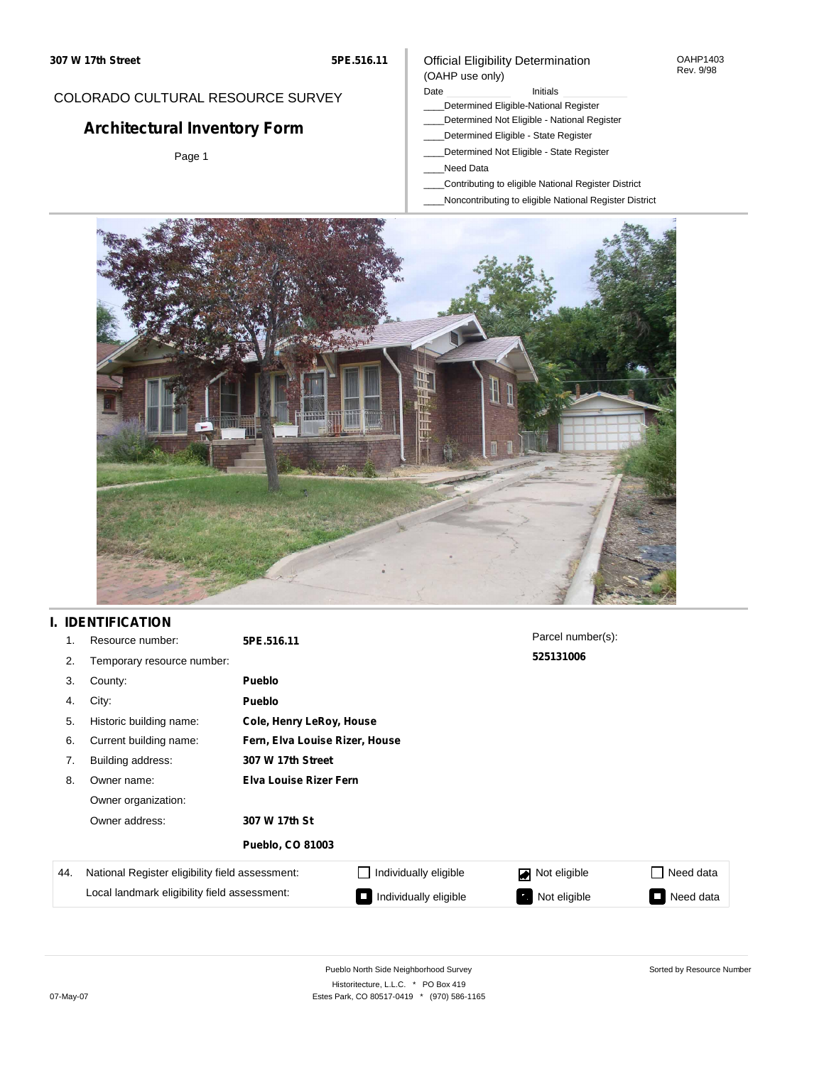307 W 17th Street | 5PE.516.11

COLORADO CULTURAL RESOURCE SURVEY

# Architectural Inventory Form

Page 1

Official Eligibility Determination
(OAHP use only)

OAHP1403
Rev. 9/98

Date ____________ Initials ____________

____Determined Eligible-National Register
____Determined Not Eligible - National Register
____Determined Eligible - State Register
____Determined Not Eligible - State Register
____Need Data
____Contributing to eligible National Register District
____Noncontributing to eligible National Register District

## I. IDENTIFICATION

1. Resource number: **5PE.516.11**
2. Temporary resource number:
3. County: **Pueblo**
4. City: **Pueblo**
5. Historic building name: **Cole, Henry LeRoy, House**
6. Current building name: **Fern, Elva Louise Rizer, House**
7. Building address: **307 W 17th Street**
8. Owner name: **Elva Louise Rizer Fern**
   Owner organization:
   Owner address: **307 W 17th St**
   **Pueblo, CO 81003**

Parcel number(s): **525131006**

| 44. | National Register eligibility field assessment: | ☐ Individually eligible | ☑ Not eligible | ☐ Need data |
|---|---|---|---|---|
| | Local landmark eligibility field assessment: | ☐ Individually eligible | ☐ Not eligible | ☐ Need data |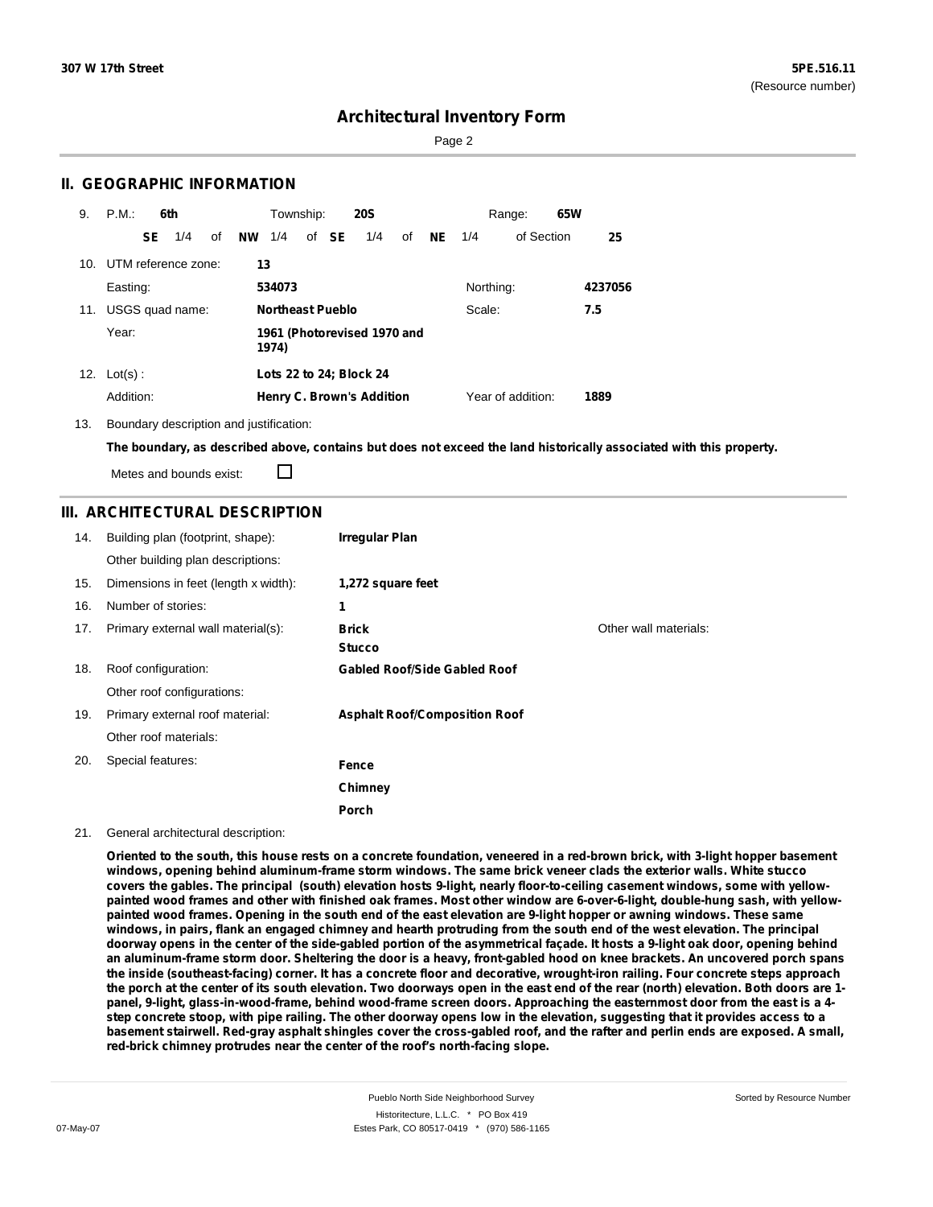307 W 17th Street

5PE.516.11
(Resource number)

# Architectural Inventory Form

## II. GEOGRAPHIC INFORMATION

9. P.M.: **6th** Township: **20S** Range: **65W**
**SE** 1/4 of **NW** 1/4 of **SE** 1/4 of **NE** 1/4 of Section **25**

10. UTM reference zone: **13**
Easting: **534073** Northing: **4237056**

11. USGS quad name: **Northeast Pueblo** Scale: **7.5**
Year: **1961 (Photorevised 1970 and 1974)**

12. Lot(s): **Lots 22 to 24; Block 24**
Addition: **Henry C. Brown's Addition** Year of addition: **1889**

13. Boundary description and justification:
**The boundary, as described above, contains but does not exceed the land historically associated with this property.**

Metes and bounds exist: ☐

## III. ARCHITECTURAL DESCRIPTION

14. Building plan (footprint, shape): **Irregular Plan**
Other building plan descriptions:

15. Dimensions in feet (length x width): **1,272 square feet**

16. Number of stories: **1**

17. Primary external wall material(s): **Brick**, **Stucco** Other wall materials:

18. Roof configuration: **Gabled Roof/Side Gabled Roof**
Other roof configurations:

19. Primary external roof material: **Asphalt Roof/Composition Roof**
Other roof materials:

20. Special features: **Fence**, **Chimney**, **Porch**

21. General architectural description:

**Oriented to the south, this house rests on a concrete foundation, veneered in a red-brown brick, with 3-light hopper basement windows, opening behind aluminum-frame storm windows. The same brick veneer clads the exterior walls. White stucco covers the gables. The principal (south) elevation hosts 9-light, nearly floor-to-ceiling casement windows, some with yellow-painted wood frames and other with finished oak frames. Most other window are 6-over-6-light, double-hung sash, with yellow-painted wood frames. Opening in the south end of the east elevation are 9-light hopper or awning windows. These same windows, in pairs, flank an engaged chimney and hearth protruding from the south end of the west elevation. The principal doorway opens in the center of the side-gabled portion of the asymmetrical façade. It hosts a 9-light oak door, opening behind an aluminum-frame storm door. Sheltering the door is a heavy, front-gabled hood on knee brackets. An uncovered porch spans the inside (southeast-facing) corner. It has a concrete floor and decorative, wrought-iron railing. Four concrete steps approach the porch at the center of its south elevation. Two doorways open in the east end of the rear (north) elevation. Both doors are 1-panel, 9-light, glass-in-wood-frame, behind wood-frame screen doors. Approaching the easternmost door from the east is a 4-step concrete stoop, with pipe railing. The other doorway opens low in the elevation, suggesting that it provides access to a basement stairwell. Red-gray asphalt shingles cover the cross-gabled roof, and the rafter and perlin ends are exposed. A small, red-brick chimney protrudes near the center of the roof's north-facing slope.**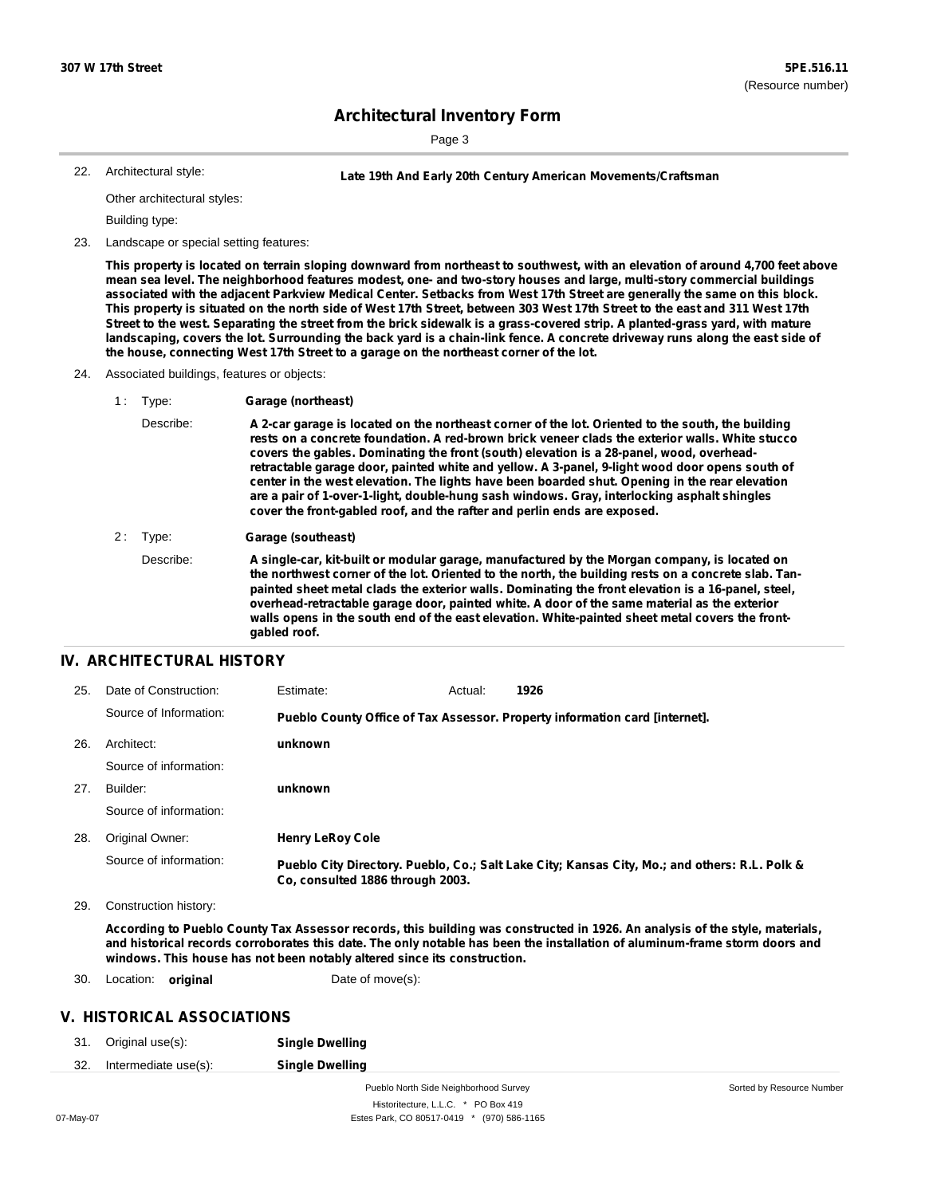**307 W 17th Street** **5PE.516.11**
(Resource number)

# Architectural Inventory Form

22. Architectural style: **Late 19th And Early 20th Century American Movements/Craftsman**

    Other architectural styles:

    Building type:

23. Landscape or special setting features:

**This property is located on terrain sloping downward from northeast to southwest, with an elevation of around 4,700 feet above mean sea level. The neighborhood features modest, one- and two-story houses and large, multi-story commercial buildings associated with the adjacent Parkview Medical Center. Setbacks from West 17th Street are generally the same on this block. This property is situated on the north side of West 17th Street, between 303 West 17th Street to the east and 311 West 17th Street to the west. Separating the street from the brick sidewalk is a grass-covered strip. A planted-grass yard, with mature landscaping, covers the lot. Surrounding the back yard is a chain-link fence. A concrete driveway runs along the east side of the house, connecting West 17th Street to a garage on the northeast corner of the lot.**

24. Associated buildings, features or objects:

    1 : Type: **Garage (northeast)**

    Describe: **A 2-car garage is located on the northeast corner of the lot. Oriented to the south, the building rests on a concrete foundation. A red-brown brick veneer clads the exterior walls. White stucco covers the gables. Dominating the front (south) elevation is a 28-panel, wood, overhead-retractable garage door, painted white and yellow. A 3-panel, 9-light wood door opens south of center in the west elevation. The lights have been boarded shut. Opening in the rear elevation are a pair of 1-over-1-light, double-hung sash windows. Gray, interlocking asphalt shingles cover the front-gabled roof, and the rafter and perlin ends are exposed.**

    2 : Type: **Garage (southeast)**

    Describe: **A single-car, kit-built or modular garage, manufactured by the Morgan company, is located on the northwest corner of the lot. Oriented to the north, the building rests on a concrete slab. Tan-painted sheet metal clads the exterior walls. Dominating the front elevation is a 16-panel, steel, overhead-retractable garage door, painted white. A door of the same material as the exterior walls opens in the south end of the east elevation. White-painted sheet metal covers the front-gabled roof.**

## IV. ARCHITECTURAL HISTORY

25. Date of Construction: Estimate: Actual: **1926**

    Source of Information: **Pueblo County Office of Tax Assessor. Property information card [internet].**

26. Architect: **unknown**

    Source of information:

27. Builder: **unknown**

    Source of information:

28. Original Owner: **Henry LeRoy Cole**

    Source of information: **Pueblo City Directory. Pueblo, Co.; Salt Lake City; Kansas City, Mo.; and others: R.L. Polk & Co, consulted 1886 through 2003.**

29. Construction history:

**According to Pueblo County Tax Assessor records, this building was constructed in 1926. An analysis of the style, materials, and historical records corroborates this date. The only notable has been the installation of aluminum-frame storm doors and windows. This house has not been notably altered since its construction.**

30. Location: **original** Date of move(s):

## V. HISTORICAL ASSOCIATIONS

31. Original use(s): **Single Dwelling**
32. Intermediate use(s): **Single Dwelling**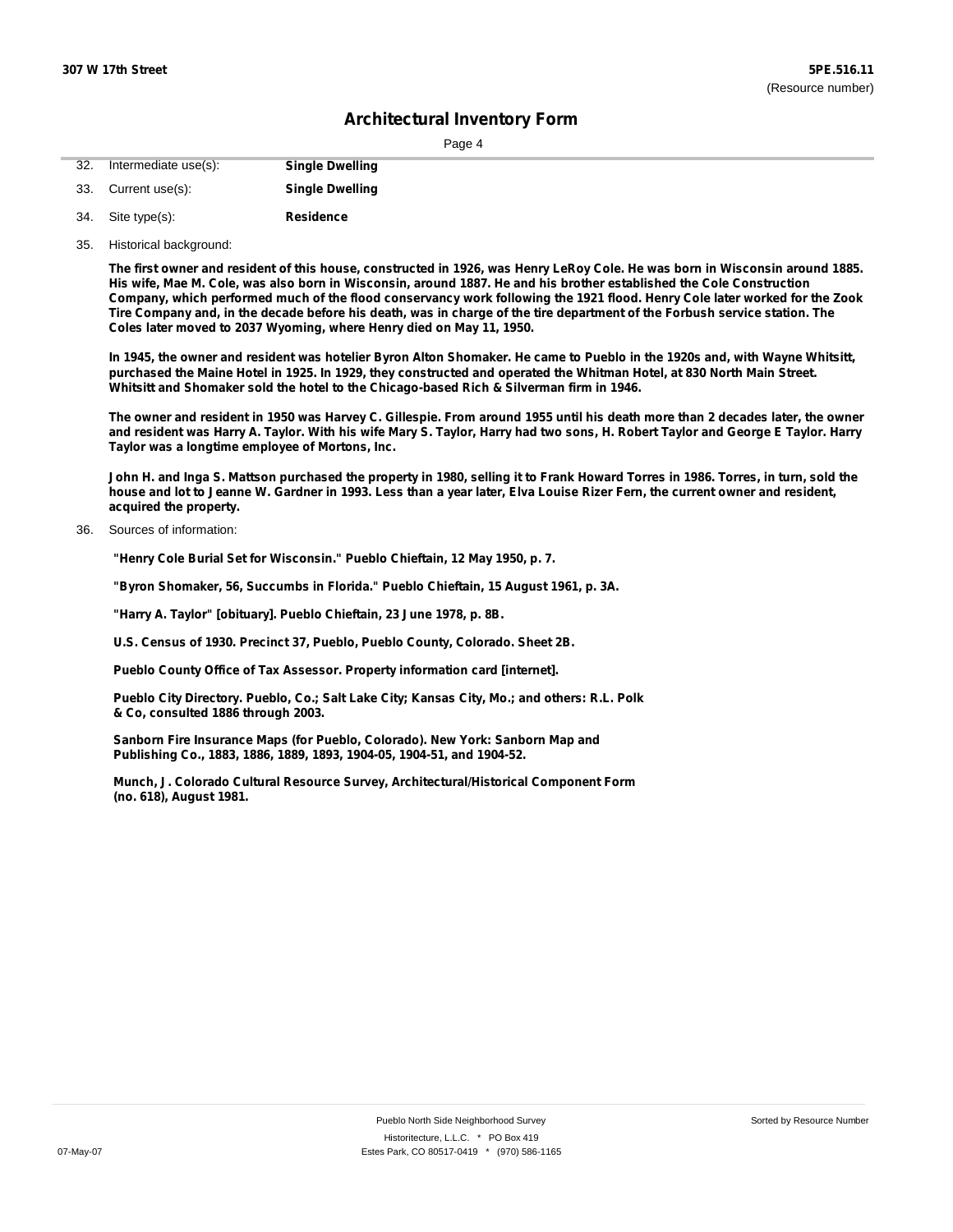# Architectural Inventory Form

| | | |
|---|---|---|
| 32. | Intermediate use(s): | **Single Dwelling** |
| 33. | Current use(s): | **Single Dwelling** |
| 34. | Site type(s): | **Residence** |

35. Historical background:

**The first owner and resident of this house, constructed in 1926, was Henry LeRoy Cole. He was born in Wisconsin around 1885. His wife, Mae M. Cole, was also born in Wisconsin, around 1887. He and his brother established the Cole Construction Company, which performed much of the flood conservancy work following the 1921 flood. Henry Cole later worked for the Zook Tire Company and, in the decade before his death, was in charge of the tire department of the Forbush service station. The Coles later moved to 2037 Wyoming, where Henry died on May 11, 1950.**

**In 1945, the owner and resident was hotelier Byron Alton Shomaker. He came to Pueblo in the 1920s and, with Wayne Whitsitt, purchased the Maine Hotel in 1925. In 1929, they constructed and operated the Whitman Hotel, at 830 North Main Street. Whitsitt and Shomaker sold the hotel to the Chicago-based Rich & Silverman firm in 1946.**

**The owner and resident in 1950 was Harvey C. Gillespie. From around 1955 until his death more than 2 decades later, the owner and resident was Harry A. Taylor. With his wife Mary S. Taylor, Harry had two sons, H. Robert Taylor and George E Taylor. Harry Taylor was a longtime employee of Mortons, Inc.**

**John H. and Inga S. Mattson purchased the property in 1980, selling it to Frank Howard Torres in 1986. Torres, in turn, sold the house and lot to Jeanne W. Gardner in 1993. Less than a year later, Elva Louise Rizer Fern, the current owner and resident, acquired the property.**

36. Sources of information:

**"Henry Cole Burial Set for Wisconsin." Pueblo Chieftain, 12 May 1950, p. 7.**

**"Byron Shomaker, 56, Succumbs in Florida." Pueblo Chieftain, 15 August 1961, p. 3A.**

**"Harry A. Taylor" [obituary]. Pueblo Chieftain, 23 June 1978, p. 8B.**

**U.S. Census of 1930. Precinct 37, Pueblo, Pueblo County, Colorado. Sheet 2B.**

**Pueblo County Office of Tax Assessor. Property information card [internet].**

**Pueblo City Directory. Pueblo, Co.; Salt Lake City; Kansas City, Mo.; and others: R.L. Polk & Co, consulted 1886 through 2003.**

**Sanborn Fire Insurance Maps (for Pueblo, Colorado). New York: Sanborn Map and Publishing Co., 1883, 1886, 1889, 1893, 1904-05, 1904-51, and 1904-52.**

**Munch, J. Colorado Cultural Resource Survey, Architectural/Historical Component Form (no. 618), August 1981.**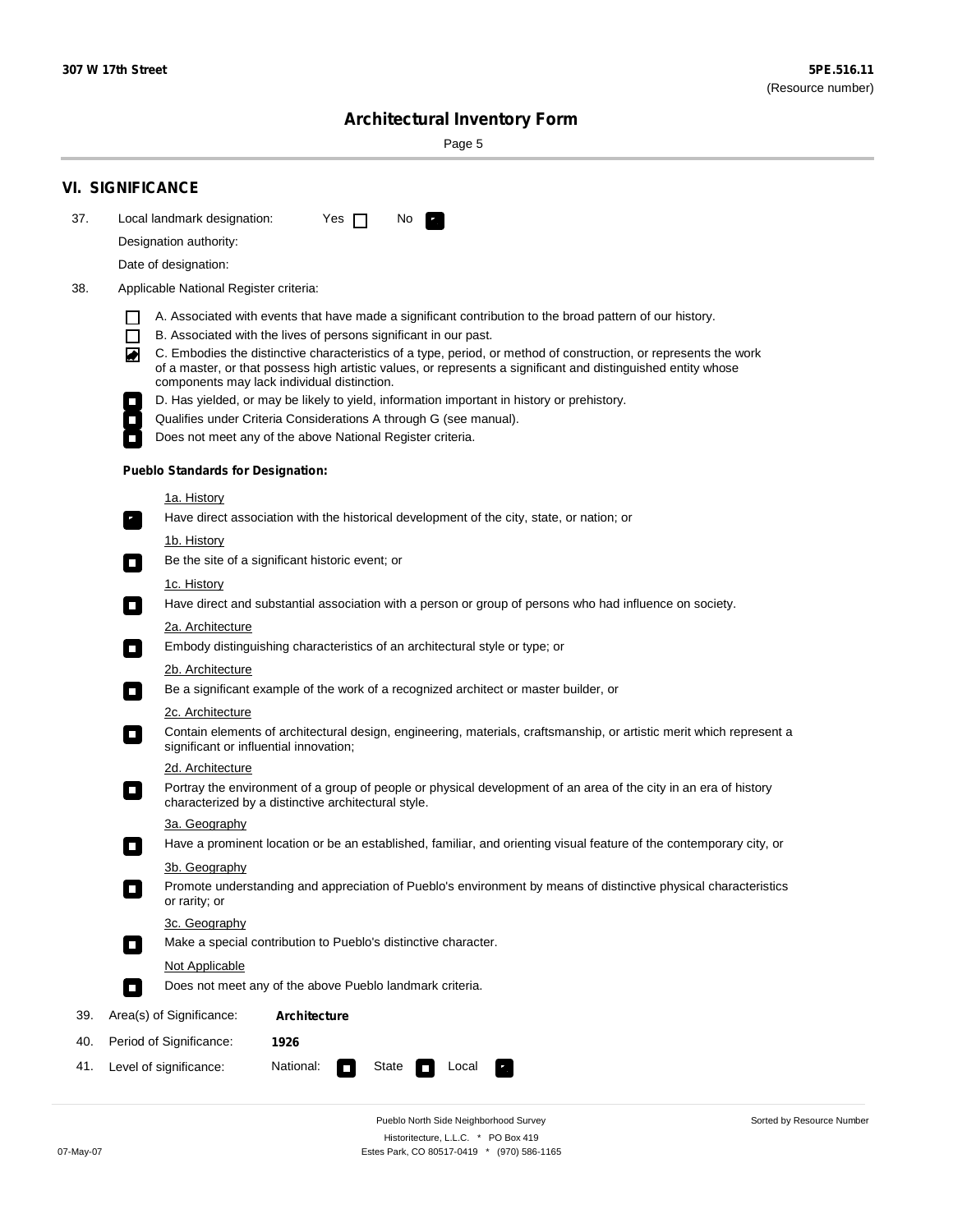**307 W 17th Street**

**5PE.516.11**
(Resource number)

## Architectural Inventory Form

## VI. SIGNIFICANCE

37. Local landmark designation: Yes ☐ No ☑

Designation authority:

Date of designation:

38. Applicable National Register criteria:

☐ A. Associated with events that have made a significant contribution to the broad pattern of our history.
☐ B. Associated with the lives of persons significant in our past.
☑ C. Embodies the distinctive characteristics of a type, period, or method of construction, or represents the work of a master, or that possess high artistic values, or represents a significant and distinguished entity whose components may lack individual distinction.
☐ D. Has yielded, or may be likely to yield, information important in history or prehistory.
☐ Qualifies under Criteria Considerations A through G (see manual).
☐ Does not meet any of the above National Register criteria.

**Pueblo Standards for Designation:**

1a. History
☑ Have direct association with the historical development of the city, state, or nation; or

1b. History
☐ Be the site of a significant historic event; or

1c. History
☐ Have direct and substantial association with a person or group of persons who had influence on society.

2a. Architecture
☐ Embody distinguishing characteristics of an architectural style or type; or

2b. Architecture
☐ Be a significant example of the work of a recognized architect or master builder, or

2c. Architecture
☐ Contain elements of architectural design, engineering, materials, craftsmanship, or artistic merit which represent a significant or influential innovation;

2d. Architecture
☐ Portray the environment of a group of people or physical development of an area of the city in an era of history characterized by a distinctive architectural style.

3a. Geography
☐ Have a prominent location or be an established, familiar, and orienting visual feature of the contemporary city, or

3b. Geography
☐ Promote understanding and appreciation of Pueblo's environment by means of distinctive physical characteristics or rarity; or

3c. Geography
☐ Make a special contribution to Pueblo's distinctive character.

Not Applicable
☐ Does not meet any of the above Pueblo landmark criteria.

39. Area(s) of Significance: **Architecture**

40. Period of Significance: **1926**

41. Level of significance: National: ☐ State ☐ Local ☑

Pueblo North Side Neighborhood Survey
Historitecture, L.L.C. * PO Box 419
Estes Park, CO 80517-0419 * (970) 586-1165

07-May-07

Sorted by Resource Number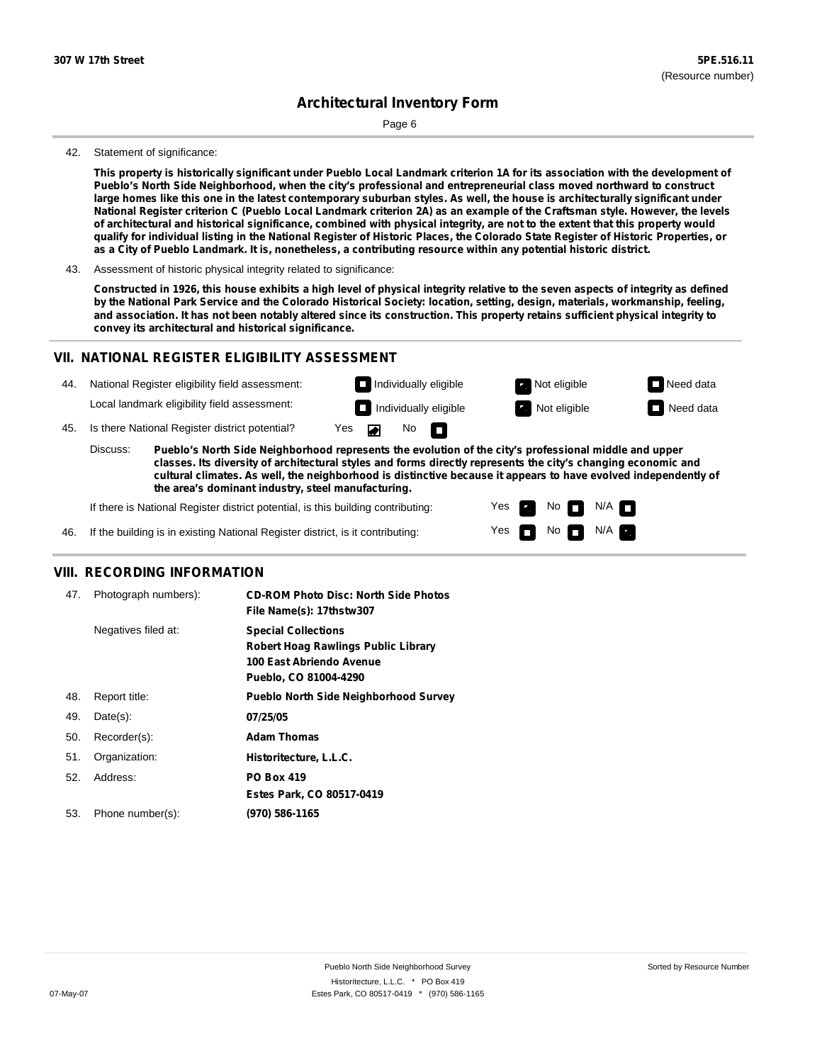**307 W 17th Street** | **5PE.516.11** (Resource number)

# Architectural Inventory Form

42. Statement of significance:

**This property is historically significant under Pueblo Local Landmark criterion 1A for its association with the development of Pueblo's North Side Neighborhood, when the city's professional and entrepreneurial class moved northward to construct large homes like this one in the latest contemporary suburban styles. As well, the house is architecturally significant under National Register criterion C (Pueblo Local Landmark criterion 2A) as an example of the Craftsman style. However, the levels of architectural and historical significance, combined with physical integrity, are not to the extent that this property would qualify for individual listing in the National Register of Historic Places, the Colorado State Register of Historic Properties, or as a City of Pueblo Landmark. It is, nonetheless, a contributing resource within any potential historic district.**

43. Assessment of historic physical integrity related to significance:

**Constructed in 1926, this house exhibits a high level of physical integrity relative to the seven aspects of integrity as defined by the National Park Service and the Colorado Historical Society: location, setting, design, materials, workmanship, feeling, and association. It has not been notably altered since its construction. This property retains sufficient physical integrity to convey its architectural and historical significance.**

## VII. NATIONAL REGISTER ELIGIBILITY ASSESSMENT

44. National Register eligibility field assessment: ☐ Individually eligible ☑ Not eligible ☐ Need data

Local landmark eligibility field assessment: ☐ Individually eligible ☑ Not eligible ☐ Need data

45. Is there National Register district potential? Yes ☑ No ☐

Discuss: **Pueblo's North Side Neighborhood represents the evolution of the city's professional middle and upper classes. Its diversity of architectural styles and forms directly represents the city's changing economic and cultural climates. As well, the neighborhood is distinctive because it appears to have evolved independently of the area's dominant industry, steel manufacturing.**

If there is National Register district potential, is this building contributing: Yes ☑ No ☐ N/A ☐

46. If the building is in existing National Register district, is it contributing: Yes ☐ No ☐ N/A ☑

## VIII. RECORDING INFORMATION

47. Photograph numbers): **CD-ROM Photo Disc: North Side Photos**
**File Name(s): 17thstw307**

Negatives filed at: **Special Collections**
**Robert Hoag Rawlings Public Library**
**100 East Abriendo Avenue**
**Pueblo, CO 81004-4290**

48. Report title: **Pueblo North Side Neighborhood Survey**

49. Date(s): **07/25/05**

50. Recorder(s): **Adam Thomas**

51. Organization: **Historitecture, L.L.C.**

52. Address: **PO Box 419**
**Estes Park, CO 80517-0419**

53. Phone number(s): **(970) 586-1165**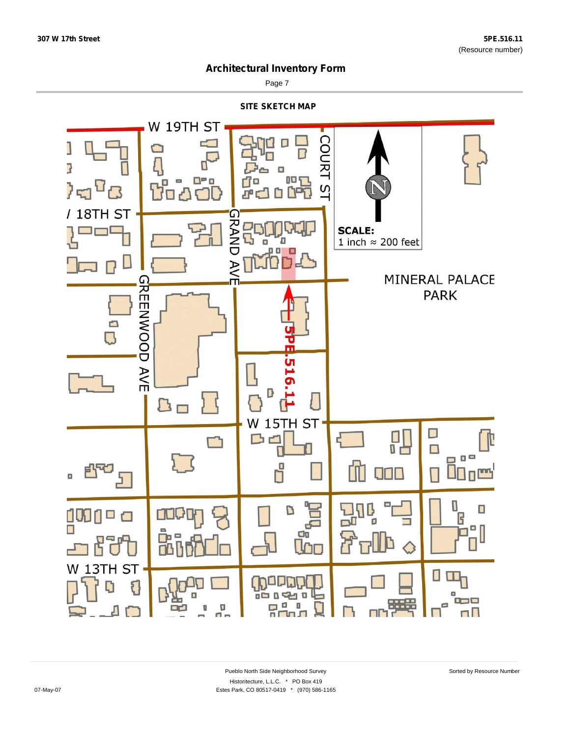## Architectural Inventory Form

### SITE SKETCH MAP

W 19TH ST

COURT ST

W 18TH ST

GRAND AVE

GREENWOOD AVE

SCALE:
1 inch ≈ 200 feet

MINERAL PALACE PARK

5PE.516.11

W 15TH ST

W 13TH ST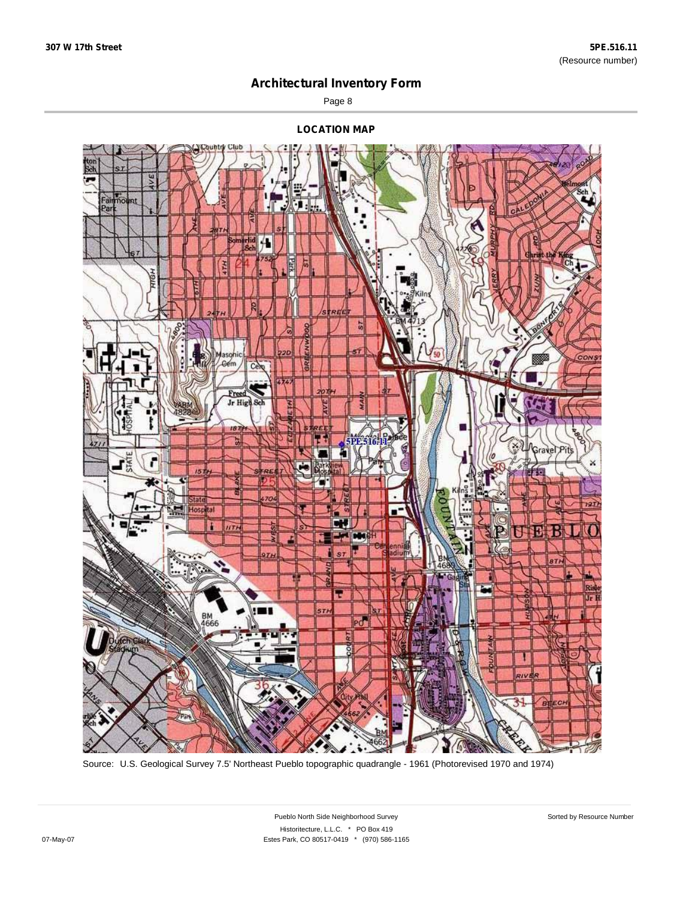## LOCATION MAP

Source: U.S. Geological Survey 7.5' Northeast Pueblo topographic quadrangle - 1961 (Photorevised 1970 and 1974)